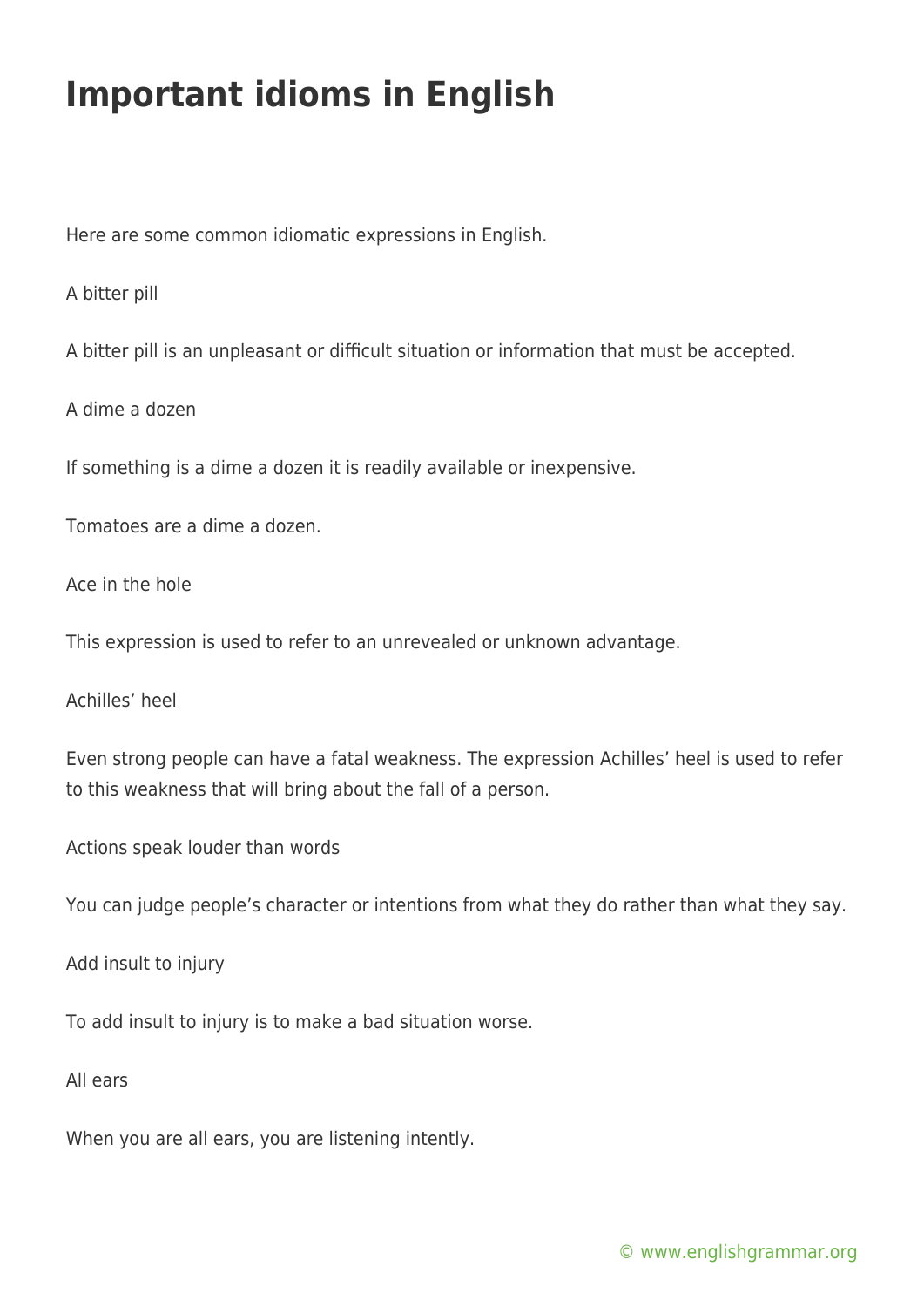# Important idioms in English

Here are some common idiomatic expressions in English.

A bitter pill

A bitter pill is an unpleasant or difficult situation or information that must be accepted.

A dime a dozen

If something is a dime a dozen it is readily available or inexpensive.

Tomatoes are a dime a dozen.

Ace in the hole

This expression is used to refer to an unrevealed or unknown advantage.

Achilles' heel

Even strong people can have a fatal weakness. The expression Achilles' heel is used to refer to this weakness that will bring about the fall of a person.

Actions speak louder than words

You can judge people's character or intentions from what they do rather than what they say.

Add insult to injury

To add insult to injury is to make a bad situation worse.

All ears

When you are all ears, you are listening intently.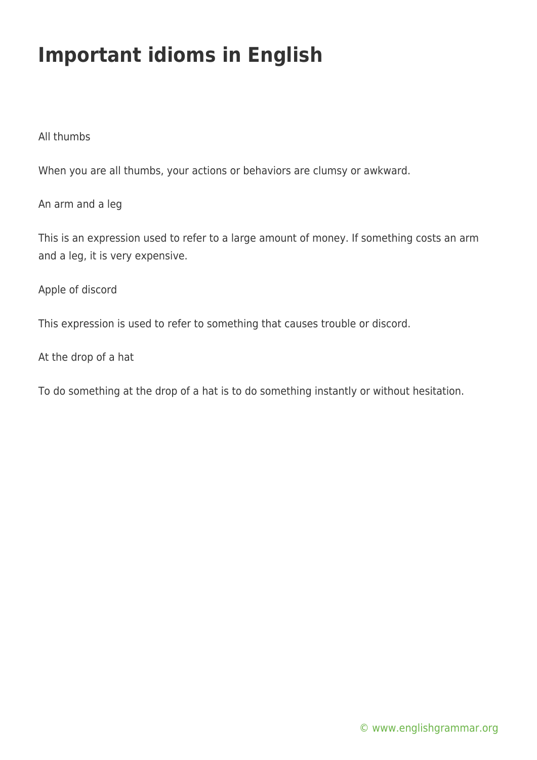# Important idioms in English

All thumbs

When you are all thumbs, your actions or behaviors are clumsy or awkward.

An arm and a leg

This is an expression used to refer to a large amount of money. If something costs an arm and a leg, it is very expensive.

Apple of discord

This expression is used to refer to something that causes trouble or discord.

At the drop of a hat

To do something at the drop of a hat is to do something instantly or without hesitation.